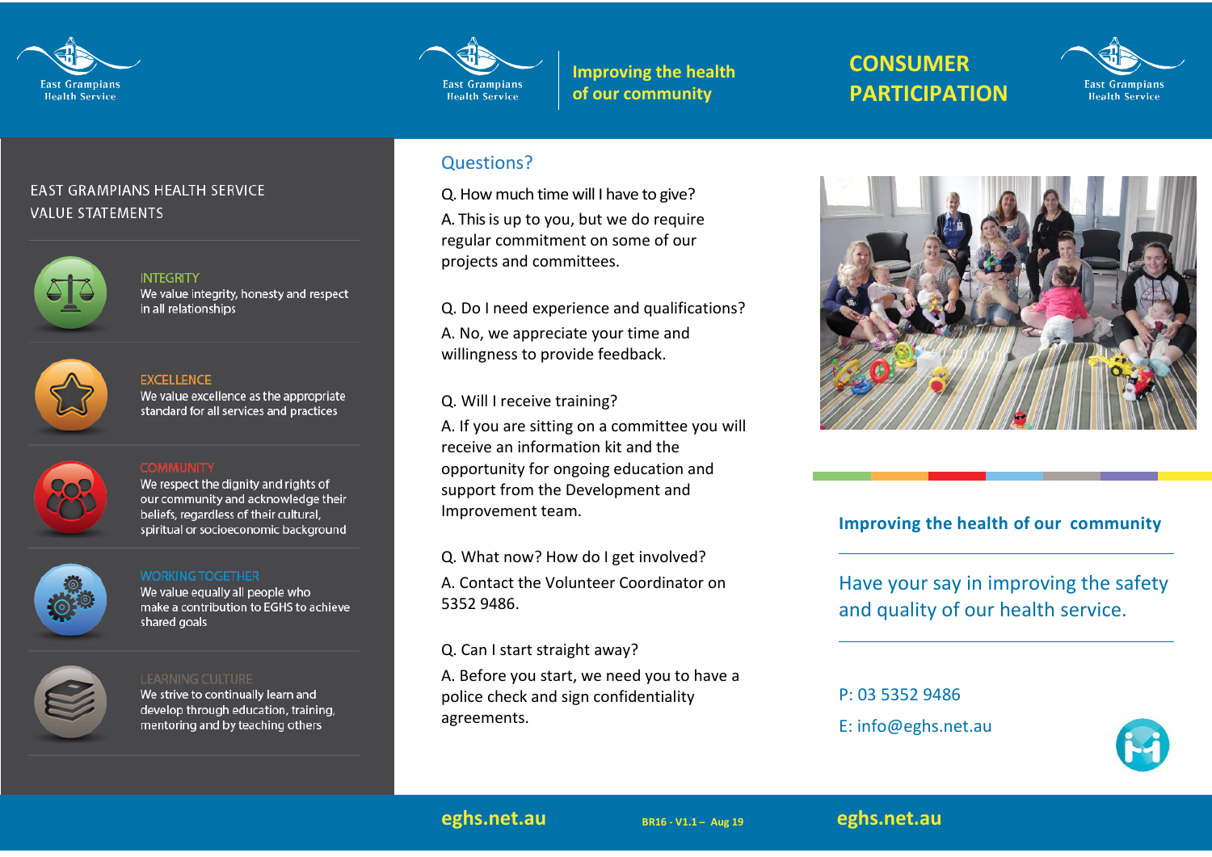East Grampians Health Service

# CONSUMER PARTICIPATION

Improving the health of our community

## EAST GRAMPIANS HEALTH SERVICE VALUE STATEMENTS

**INTEGRITY**
We value integrity, honesty and respect in all relationships

**EXCELLENCE**
We value excellence as the appropriate standard for all services and practices

**COMMUNITY**
We respect the dignity and rights of our community and acknowledge their beliefs, regardless of their cultural, spiritual or socioeconomic background

**WORKING TOGETHER**
We value equally all people who make a contribution to EGHS to achieve shared goals

**LEARNING CULTURE**
We strive to continually learn and develop through education, training, mentoring and by teaching others

## Questions?

Q. How much time will I have to give?

A. This is up to you, but we do require regular commitment on some of our projects and committees.

Q. Do I need experience and qualifications?

A. No, we appreciate your time and willingness to provide feedback.

Q. Will I receive training?

A. If you are sitting on a committee you will receive an information kit and the opportunity for ongoing education and support from the Development and Improvement team.

Q. What now? How do I get involved?

A. Contact the Volunteer Coordinator on 5352 9486.

Q. Can I start straight away?

A. Before you start, we need you to have a police check and sign confidentiality agreements.

**Improving the health of our community**

Have your say in improving the safety and quality of our health service.

P: 03 5352 9486

E: info@eghs.net.au

eghs.net.au

BR16 - V1.1 – Aug 19

eghs.net.au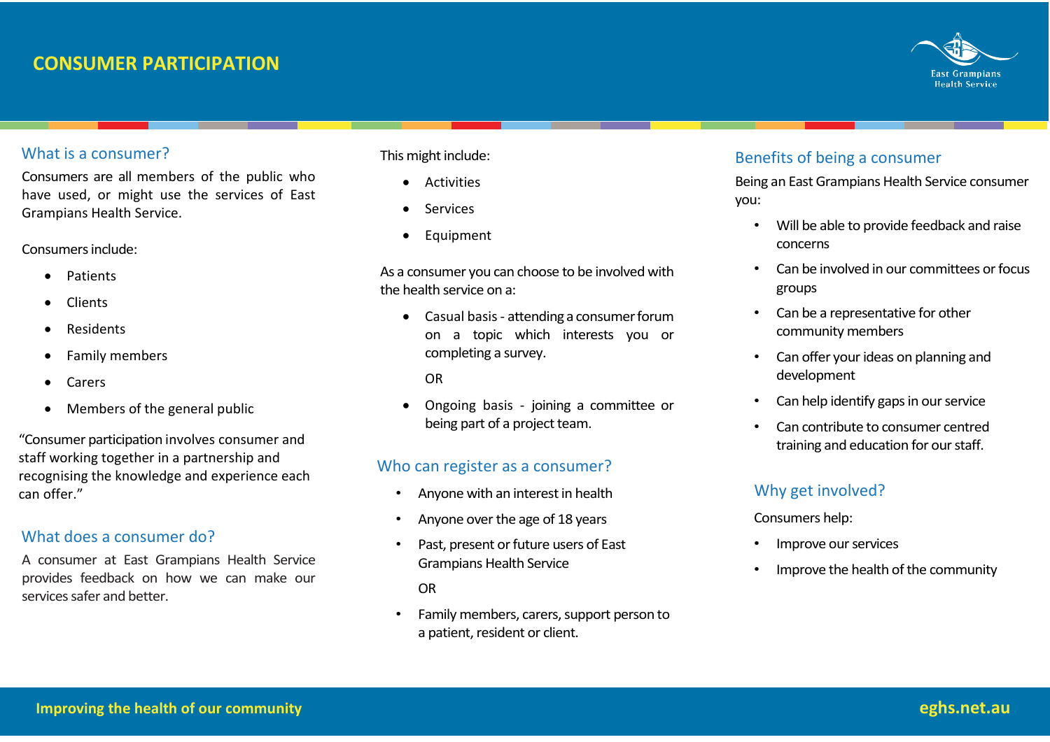# CONSUMER PARTICIPATION

## What is a consumer?

Consumers are all members of the public who have used, or might use the services of East Grampians Health Service.

Consumers include:

- Patients
- Clients
- Residents
- Family members
- Carers
- Members of the general public

"Consumer participation involves consumer and staff working together in a partnership and recognising the knowledge and experience each can offer."

## What does a consumer do?

A consumer at East Grampians Health Service provides feedback on how we can make our services safer and better.

This might include:

- Activities
- Services
- Equipment

As a consumer you can choose to be involved with the health service on a:

- Casual basis - attending a consumer forum on a topic which interests you or completing a survey.

  OR

- Ongoing basis - joining a committee or being part of a project team.

## Who can register as a consumer?

- Anyone with an interest in health
- Anyone over the age of 18 years
- Past, present or future users of East Grampians Health Service

  OR

- Family members, carers, support person to a patient, resident or client.

## Benefits of being a consumer

Being an East Grampians Health Service consumer you:

- Will be able to provide feedback and raise concerns
- Can be involved in our committees or focus groups
- Can be a representative for other community members
- Can offer your ideas on planning and development
- Can help identify gaps in our service
- Can contribute to consumer centred training and education for our staff.

## Why get involved?

Consumers help:

- Improve our services
- Improve the health of the community

**Improving the health of our community**

**eghs.net.au**